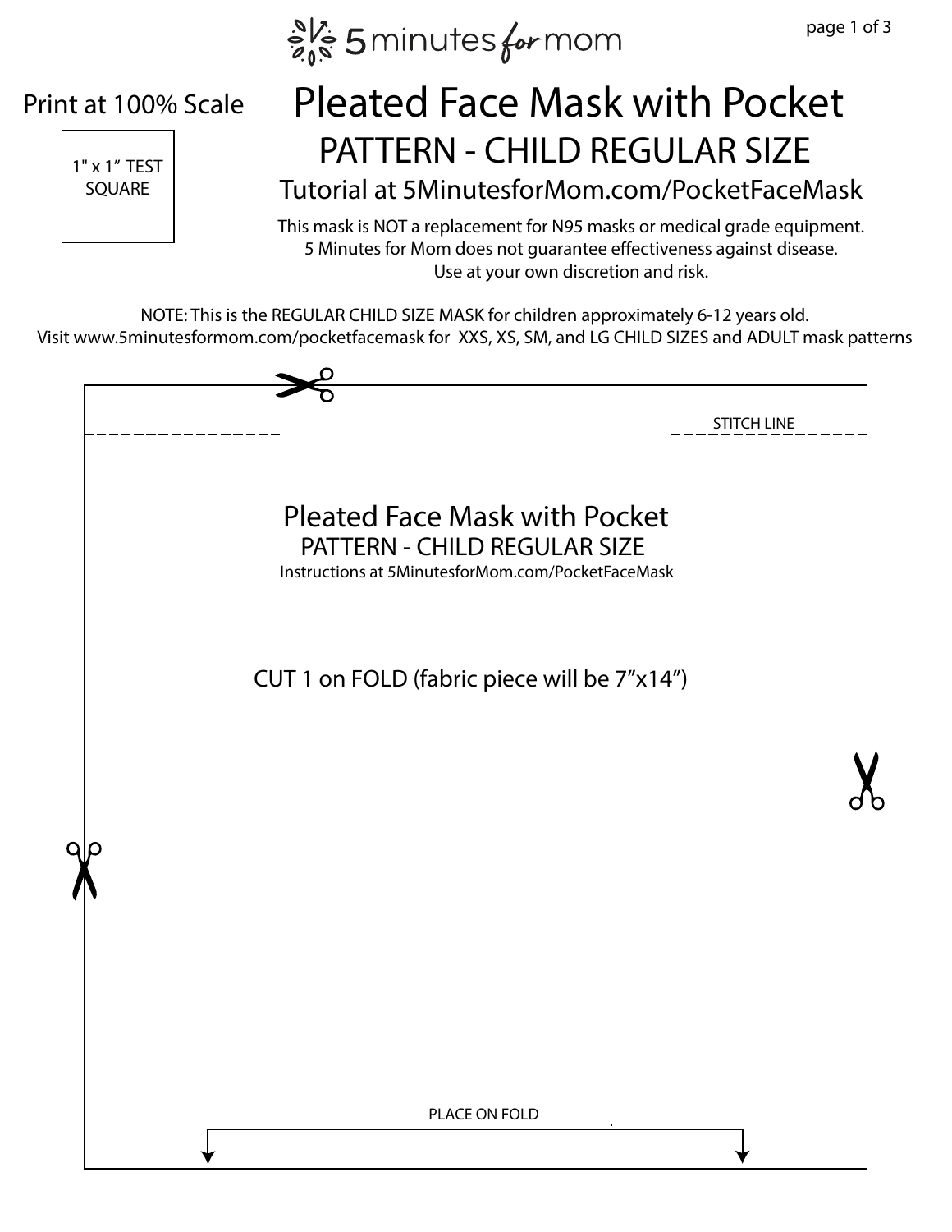5 minutes for mom

Print at 100% Scale

1" x 1" TEST SQUARE

# Pleated Face Mask with Pocket

## PATTERN - CHILD REGULAR SIZE

### Tutorial at 5MinutesforMom.com/PocketFaceMask

This mask is NOT a replacement for N95 masks or medical grade equipment.
5 Minutes for Mom does not guarantee effectiveness against disease.
Use at your own discretion and risk.

NOTE: This is the REGULAR CHILD SIZE MASK for children approximately 6-12 years old.
Visit www.5minutesformom.com/pocketfacemask for XXS, XS, SM, and LG CHILD SIZES and ADULT mask patterns

STITCH LINE

Pleated Face Mask with Pocket

PATTERN - CHILD REGULAR SIZE

Instructions at 5MinutesforMom.com/PocketFaceMask

CUT 1 on FOLD (fabric piece will be 7"x14")

PLACE ON FOLD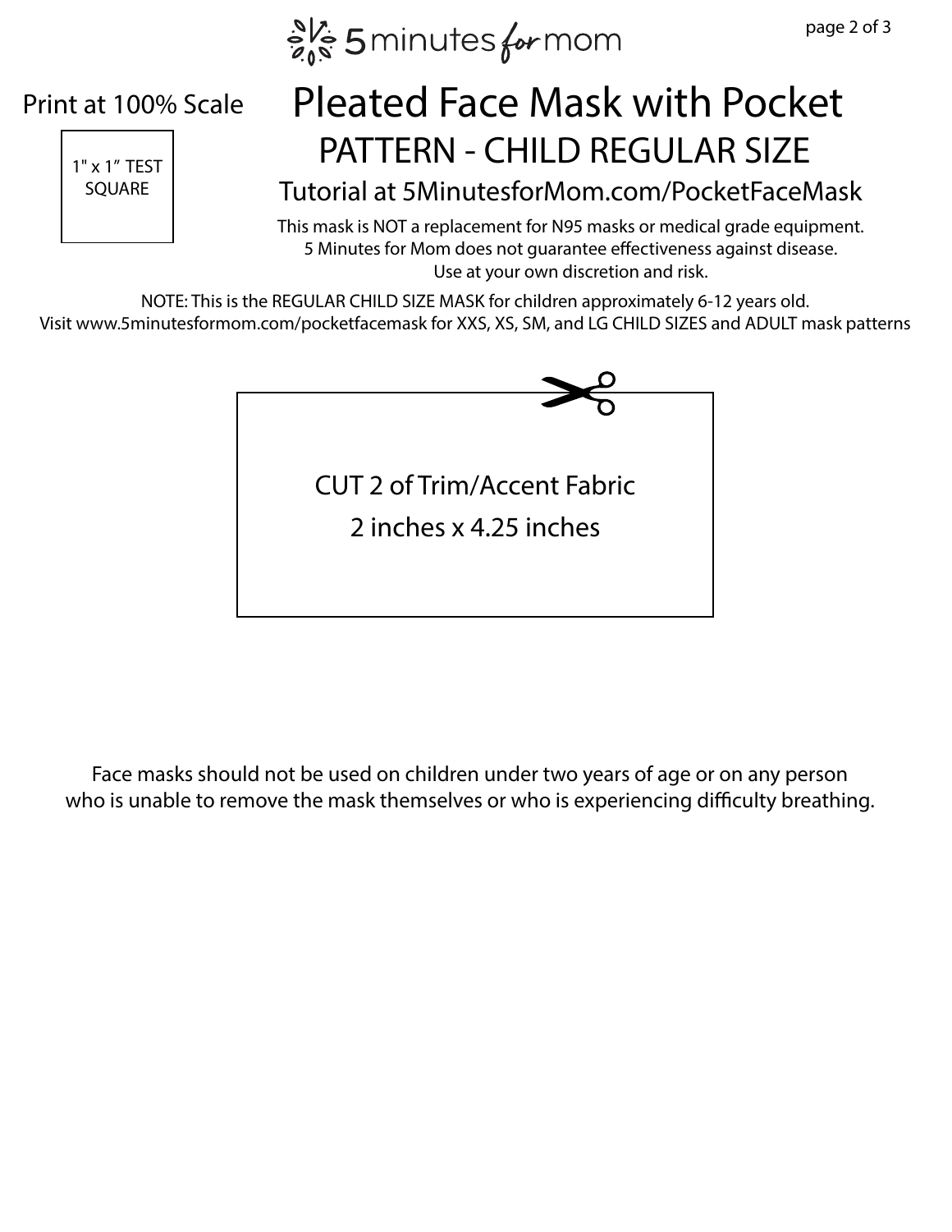5minutes for mom

Print at 100% Scale

1" x 1" TEST SQUARE

# Pleated Face Mask with Pocket

## PATTERN - CHILD REGULAR SIZE

### Tutorial at 5MinutesforMom.com/PocketFaceMask

This mask is NOT a replacement for N95 masks or medical grade equipment.
5 Minutes for Mom does not guarantee effectiveness against disease.
Use at your own discretion and risk.

NOTE: This is the REGULAR CHILD SIZE MASK for children approximately 6-12 years old.
Visit www.5minutesformom.com/pocketfacemask for XXS, XS, SM, and LG CHILD SIZES and ADULT mask patterns

CUT 2 of Trim/Accent Fabric
2 inches x 4.25 inches

Face masks should not be used on children under two years of age or on any person who is unable to remove the mask themselves or who is experiencing difficulty breathing.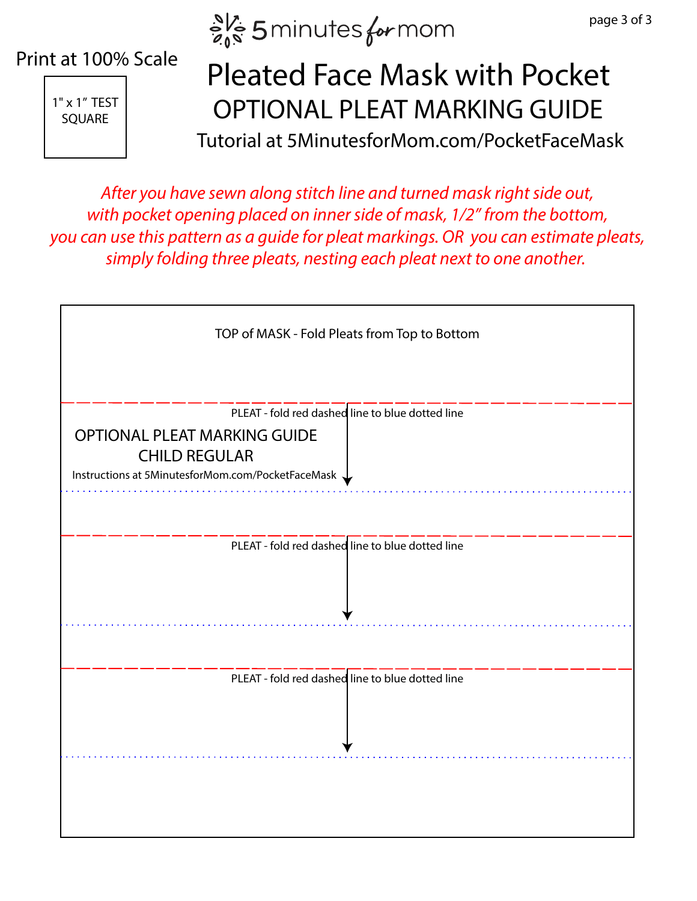Print at 100% Scale

1" x 1" TEST SQUARE

5minutes for mom

# Pleated Face Mask with Pocket

## OPTIONAL PLEAT MARKING GUIDE

Tutorial at 5MinutesforMom.com/PocketFaceMask

*After you have sewn along stitch line and turned mask right side out, with pocket opening placed on inner side of mask, 1/2" from the bottom, you can use this pattern as a guide for pleat markings. OR you can estimate pleats, simply folding three pleats, nesting each pleat next to one another.*

TOP of MASK - Fold Pleats from Top to Bottom

PLEAT - fold red dashed line to blue dotted line

OPTIONAL PLEAT MARKING GUIDE
CHILD REGULAR

Instructions at 5MinutesforMom.com/PocketFaceMask

PLEAT - fold red dashed line to blue dotted line

PLEAT - fold red dashed line to blue dotted line